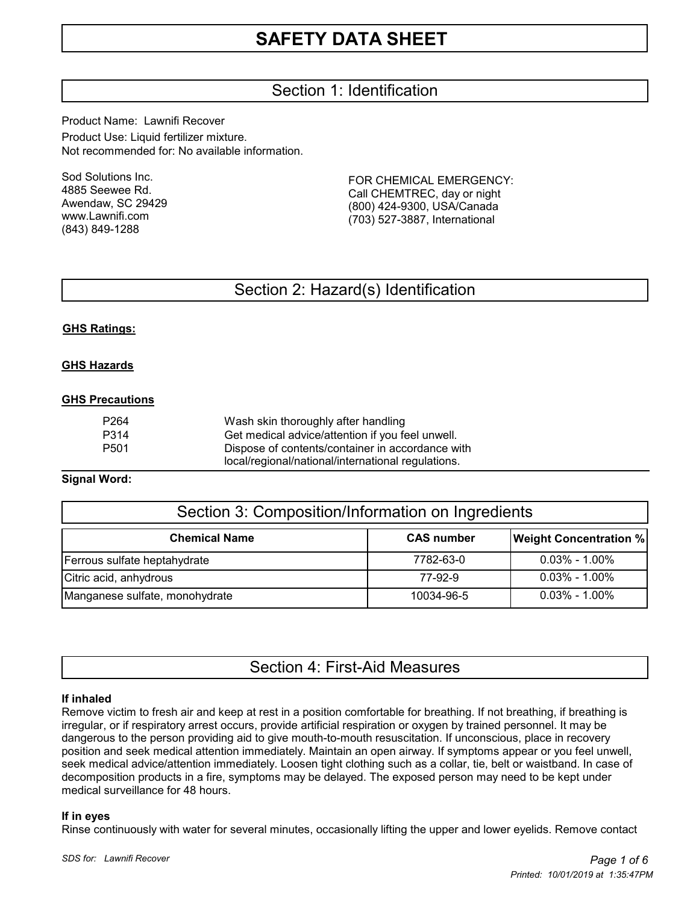# SAFETY DATA SHEET

## Section 1: Identification

Product Name: Lawnifi Recover

Product Use: Liquid fertilizer mixture.

Not recommended for: No available information.

Sod Solutions Inc.
4885 Seewee Rd.
Awendaw, SC 29429
www.Lawnifi.com
(843) 849-1288

FOR CHEMICAL EMERGENCY:
Call CHEMTREC, day or night
(800) 424-9300, USA/Canada
(703) 527-3887, International

## Section 2: Hazard(s) Identification

**GHS Ratings:**

**GHS Hazards**

**GHS Precautions**

| | |
|---|---|
| P264 | Wash skin thoroughly after handling |
| P314 | Get medical advice/attention if you feel unwell. |
| P501 | Dispose of contents/container in accordance with local/regional/national/international regulations. |

**Signal Word:**

## Section 3: Composition/Information on Ingredients

| Chemical Name | CAS number | Weight Concentration % |
|---|---|---|
| Ferrous sulfate heptahydrate | 7782-63-0 | 0.03% - 1.00% |
| Citric acid, anhydrous | 77-92-9 | 0.03% - 1.00% |
| Manganese sulfate, monohydrate | 10034-96-5 | 0.03% - 1.00% |

## Section 4: First-Aid Measures

**If inhaled**

Remove victim to fresh air and keep at rest in a position comfortable for breathing. If not breathing, if breathing is irregular, or if respiratory arrest occurs, provide artificial respiration or oxygen by trained personnel. It may be dangerous to the person providing aid to give mouth-to-mouth resuscitation. If unconscious, place in recovery position and seek medical attention immediately. Maintain an open airway. If symptoms appear or you feel unwell, seek medical advice/attention immediately. Loosen tight clothing such as a collar, tie, belt or waistband. In case of decomposition products in a fire, symptoms may be delayed. The exposed person may need to be kept under medical surveillance for 48 hours.

**If in eyes**

Rinse continuously with water for several minutes, occasionally lifting the upper and lower eyelids. Remove contact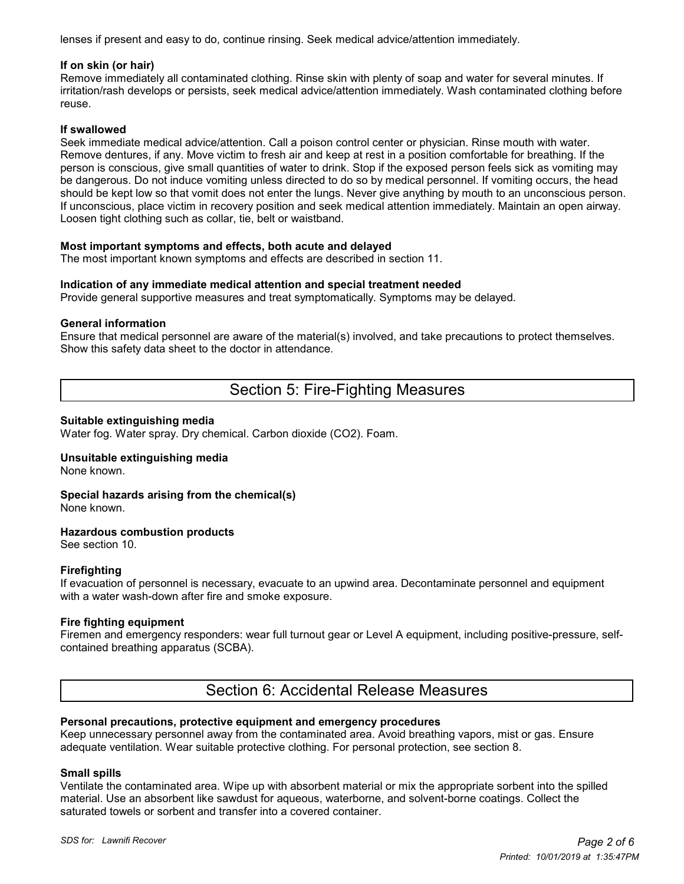lenses if present and easy to do, continue rinsing. Seek medical advice/attention immediately.

**If on skin (or hair)**
Remove immediately all contaminated clothing. Rinse skin with plenty of soap and water for several minutes. If irritation/rash develops or persists, seek medical advice/attention immediately. Wash contaminated clothing before reuse.

**If swallowed**
Seek immediate medical advice/attention. Call a poison control center or physician. Rinse mouth with water. Remove dentures, if any. Move victim to fresh air and keep at rest in a position comfortable for breathing. If the person is conscious, give small quantities of water to drink. Stop if the exposed person feels sick as vomiting may be dangerous. Do not induce vomiting unless directed to do so by medical personnel. If vomiting occurs, the head should be kept low so that vomit does not enter the lungs. Never give anything by mouth to an unconscious person. If unconscious, place victim in recovery position and seek medical attention immediately. Maintain an open airway. Loosen tight clothing such as collar, tie, belt or waistband.

**Most important symptoms and effects, both acute and delayed**
The most important known symptoms and effects are described in section 11.

**Indication of any immediate medical attention and special treatment needed**
Provide general supportive measures and treat symptomatically. Symptoms may be delayed.

**General information**
Ensure that medical personnel are aware of the material(s) involved, and take precautions to protect themselves. Show this safety data sheet to the doctor in attendance.

## Section 5: Fire-Fighting Measures

**Suitable extinguishing media**
Water fog. Water spray. Dry chemical. Carbon dioxide ($CO_2$). Foam.

**Unsuitable extinguishing media**
None known.

**Special hazards arising from the chemical(s)**
None known.

**Hazardous combustion products**
See section 10.

**Firefighting**
If evacuation of personnel is necessary, evacuate to an upwind area. Decontaminate personnel and equipment with a water wash-down after fire and smoke exposure.

**Fire fighting equipment**
Firemen and emergency responders: wear full turnout gear or Level A equipment, including positive-pressure, self-contained breathing apparatus (SCBA).

## Section 6: Accidental Release Measures

**Personal precautions, protective equipment and emergency procedures**
Keep unnecessary personnel away from the contaminated area. Avoid breathing vapors, mist or gas. Ensure adequate ventilation. Wear suitable protective clothing. For personal protection, see section 8.

**Small spills**
Ventilate the contaminated area. Wipe up with absorbent material or mix the appropriate sorbent into the spilled material. Use an absorbent like sawdust for aqueous, waterborne, and solvent-borne coatings. Collect the saturated towels or sorbent and transfer into a covered container.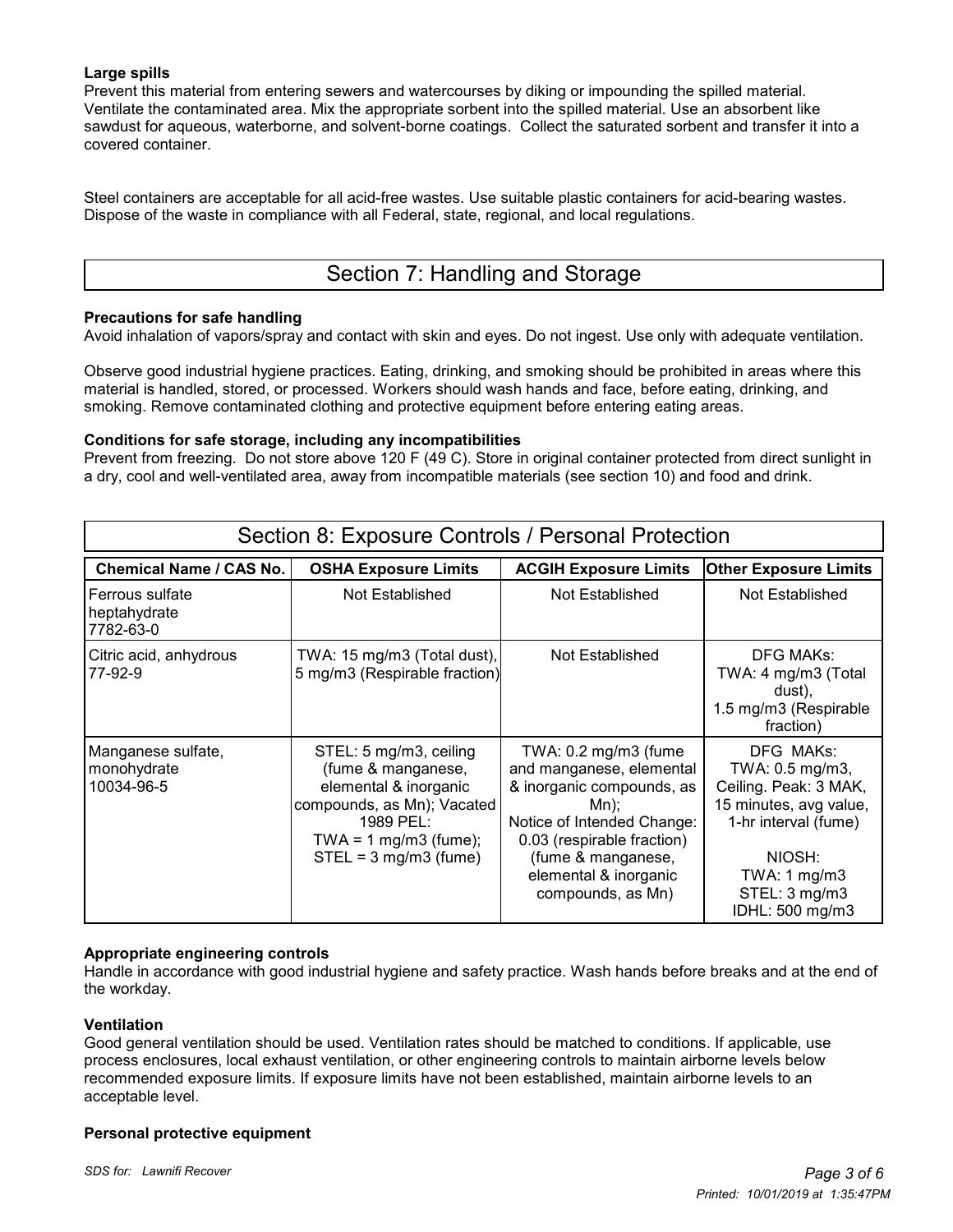**Large spills**

Prevent this material from entering sewers and watercourses by diking or impounding the spilled material. Ventilate the contaminated area. Mix the appropriate sorbent into the spilled material. Use an absorbent like sawdust for aqueous, waterborne, and solvent-borne coatings. Collect the saturated sorbent and transfer it into a covered container.

Steel containers are acceptable for all acid-free wastes. Use suitable plastic containers for acid-bearing wastes. Dispose of the waste in compliance with all Federal, state, regional, and local regulations.

## Section 7: Handling and Storage

**Precautions for safe handling**

Avoid inhalation of vapors/spray and contact with skin and eyes. Do not ingest. Use only with adequate ventilation.

Observe good industrial hygiene practices. Eating, drinking, and smoking should be prohibited in areas where this material is handled, stored, or processed. Workers should wash hands and face, before eating, drinking, and smoking. Remove contaminated clothing and protective equipment before entering eating areas.

**Conditions for safe storage, including any incompatibilities**

Prevent from freezing. Do not store above 120 F (49 C). Store in original container protected from direct sunlight in a dry, cool and well-ventilated area, away from incompatible materials (see section 10) and food and drink.

## Section 8: Exposure Controls / Personal Protection

| Chemical Name / CAS No. | OSHA Exposure Limits | ACGIH Exposure Limits | Other Exposure Limits |
|---|---|---|---|
| Ferrous sulfate heptahydrate 7782-63-0 | Not Established | Not Established | Not Established |
| Citric acid, anhydrous 77-92-9 | TWA: 15 mg/m3 (Total dust), 5 mg/m3 (Respirable fraction) | Not Established | DFG MAKs: TWA: 4 mg/m3 (Total dust), 1.5 mg/m3 (Respirable fraction) |
| Manganese sulfate, monohydrate 10034-96-5 | STEL: 5 mg/m3, ceiling (fume & manganese, elemental & inorganic compounds, as Mn); Vacated 1989 PEL: TWA = 1 mg/m3 (fume); STEL = 3 mg/m3 (fume) | TWA: 0.2 mg/m3 (fume and manganese, elemental & inorganic compounds, as Mn); Notice of Intended Change: 0.03 (respirable fraction) (fume & manganese, elemental & inorganic compounds, as Mn) | DFG MAKs: TWA: 0.5 mg/m3, Ceiling. Peak: 3 MAK, 15 minutes, avg value, 1-hr interval (fume) NIOSH: TWA: 1 mg/m3 STEL: 3 mg/m3 IDHL: 500 mg/m3 |

**Appropriate engineering controls**

Handle in accordance with good industrial hygiene and safety practice. Wash hands before breaks and at the end of the workday.

**Ventilation**

Good general ventilation should be used. Ventilation rates should be matched to conditions. If applicable, use process enclosures, local exhaust ventilation, or other engineering controls to maintain airborne levels below recommended exposure limits. If exposure limits have not been established, maintain airborne levels to an acceptable level.

**Personal protective equipment**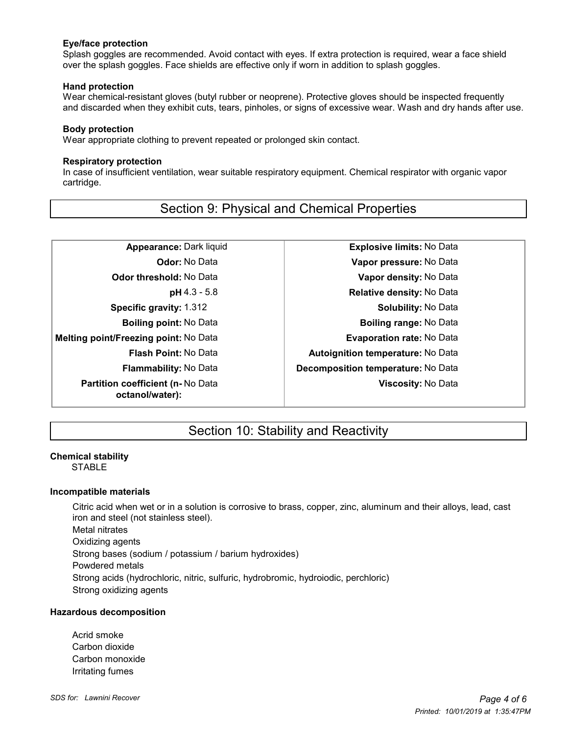#### Eye/face protection

Splash goggles are recommended. Avoid contact with eyes. If extra protection is required, wear a face shield over the splash goggles. Face shields are effective only if worn in addition to splash goggles.

#### Hand protection

Wear chemical-resistant gloves (butyl rubber or neoprene). Protective gloves should be inspected frequently and discarded when they exhibit cuts, tears, pinholes, or signs of excessive wear. Wash and dry hands after use.

#### Body protection

Wear appropriate clothing to prevent repeated or prolonged skin contact.

#### Respiratory protection

In case of insufficient ventilation, wear suitable respiratory equipment. Chemical respirator with organic vapor cartridge.

## Section 9: Physical and Chemical Properties

| Property | Value | Property | Value |
|---|---|---|---|
| **Appearance:** | Dark liquid | **Explosive limits:** | No Data |
| **Odor:** | No Data | **Vapor pressure:** | No Data |
| **Odor threshold:** | No Data | **Vapor density:** | No Data |
| **pH** | 4.3 - 5.8 | **Relative density:** | No Data |
| **Specific gravity:** | 1.312 | **Solubility:** | No Data |
| **Boiling point:** | No Data | **Boiling range:** | No Data |
| **Melting point/Freezing point:** | No Data | **Evaporation rate:** | No Data |
| **Flash Point:** | No Data | **Autoignition temperature:** | No Data |
| **Flammability:** | No Data | **Decomposition temperature:** | No Data |
| **Partition coefficient (n-octanol/water):** | No Data | **Viscosity:** | No Data |

## Section 10: Stability and Reactivity

#### Chemical stability

STABLE

#### Incompatible materials

Citric acid when wet or in a solution is corrosive to brass, copper, zinc, aluminum and their alloys, lead, cast iron and steel (not stainless steel).
Metal nitrates
Oxidizing agents
Strong bases (sodium / potassium / barium hydroxides)
Powdered metals
Strong acids (hydrochloric, nitric, sulfuric, hydrobromic, hydroiodic, perchloric)
Strong oxidizing agents

#### Hazardous decomposition

Acrid smoke
Carbon dioxide
Carbon monoxide
Irritating fumes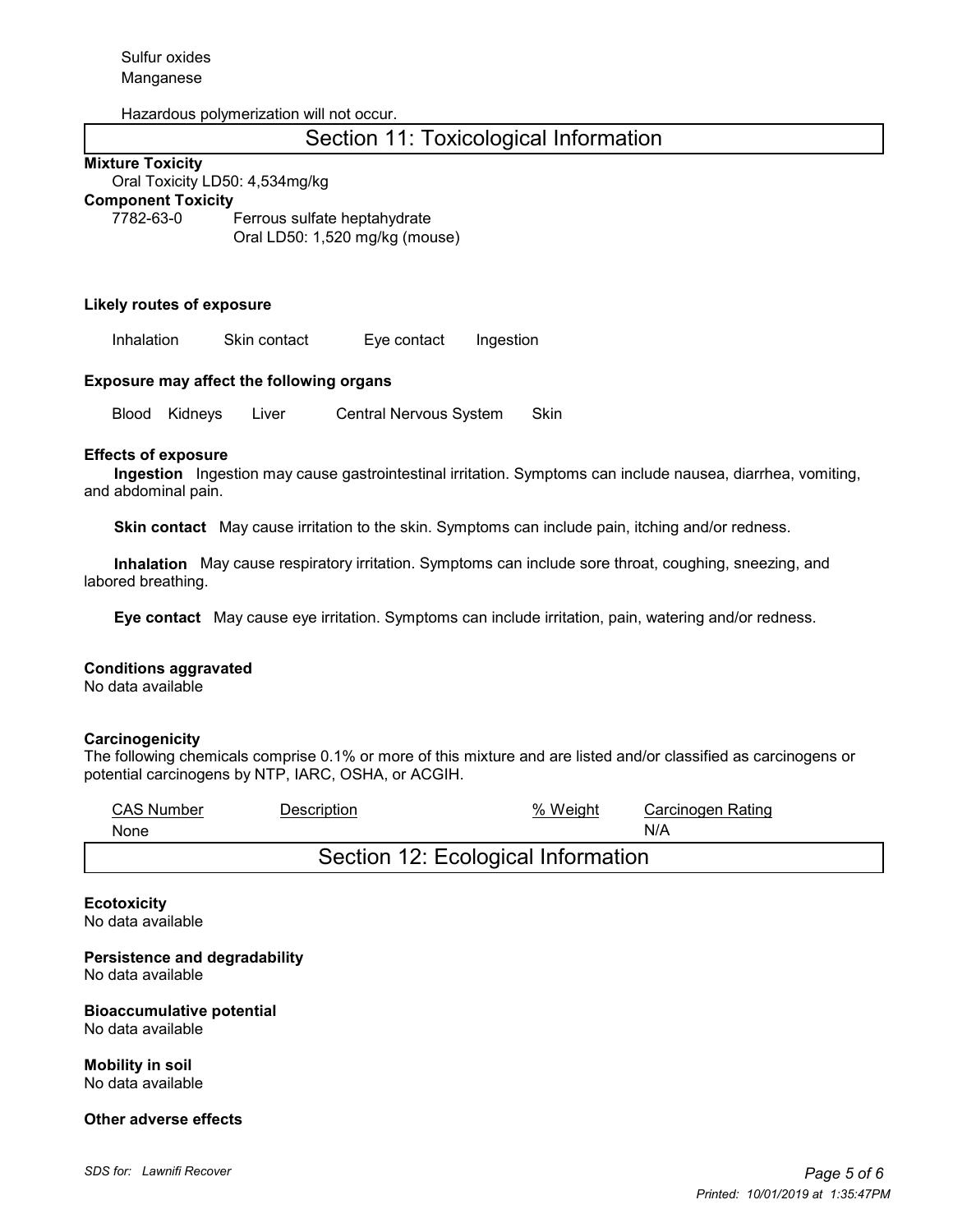Sulfur oxides
Manganese

Hazardous polymerization will not occur.

## Section 11: Toxicological Information

**Mixture Toxicity**

Oral Toxicity LD50: 4,534mg/kg

**Component Toxicity**

| | | |
|---|---|---|
| 7782-63-0 | Ferrous sulfate heptahydrate<br>Oral LD50: 1,520 mg/kg (mouse) |

**Likely routes of exposure**

Inhalation    Skin contact    Eye contact    Ingestion

**Exposure may affect the following organs**

Blood    Kidneys    Liver    Central Nervous System    Skin

**Effects of exposure**

**Ingestion** Ingestion may cause gastrointestinal irritation. Symptoms can include nausea, diarrhea, vomiting, and abdominal pain.

**Skin contact** May cause irritation to the skin. Symptoms can include pain, itching and/or redness.

**Inhalation** May cause respiratory irritation. Symptoms can include sore throat, coughing, sneezing, and labored breathing.

**Eye contact** May cause eye irritation. Symptoms can include irritation, pain, watering and/or redness.

**Conditions aggravated**

No data available

**Carcinogenicity**

The following chemicals comprise 0.1% or more of this mixture and are listed and/or classified as carcinogens or potential carcinogens by NTP, IARC, OSHA, or ACGIH.

| CAS Number | Description | % Weight | Carcinogen Rating |
|---|---|---|---|
| None | | | N/A |

## Section 12: Ecological Information

**Ecotoxicity**

No data available

**Persistence and degradability**

No data available

**Bioaccumulative potential**

No data available

**Mobility in soil**

No data available

**Other adverse effects**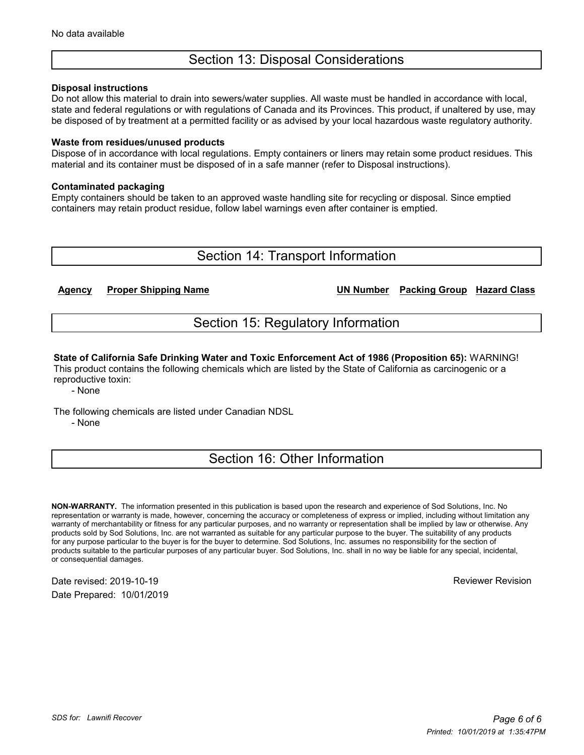No data available

## Section 13: Disposal Considerations

**Disposal instructions**
Do not allow this material to drain into sewers/water supplies. All waste must be handled in accordance with local, state and federal regulations or with regulations of Canada and its Provinces. This product, if unaltered by use, may be disposed of by treatment at a permitted facility or as advised by your local hazardous waste regulatory authority.

**Waste from residues/unused products**
Dispose of in accordance with local regulations. Empty containers or liners may retain some product residues. This material and its container must be disposed of in a safe manner (refer to Disposal instructions).

**Contaminated packaging**
Empty containers should be taken to an approved waste handling site for recycling or disposal. Since emptied containers may retain product residue, follow label warnings even after container is emptied.

## Section 14: Transport Information

| Agency | Proper Shipping Name | UN Number | Packing Group | Hazard Class |
|---|---|---|---|---|

## Section 15: Regulatory Information

**State of California Safe Drinking Water and Toxic Enforcement Act of 1986 (Proposition 65):** WARNING! This product contains the following chemicals which are listed by the State of California as carcinogenic or a reproductive toxin:

- None

The following chemicals are listed under Canadian NDSL

- None

## Section 16: Other Information

**NON-WARRANTY.** The information presented in this publication is based upon the research and experience of Sod Solutions, Inc. No representation or warranty is made, however, concerning the accuracy or completeness of express or implied, including without limitation any warranty of merchantability or fitness for any particular purposes, and no warranty or representation shall be implied by law or otherwise. Any products sold by Sod Solutions, Inc. are not warranted as suitable for any particular purpose to the buyer. The suitability of any products for any purpose particular to the buyer is for the buyer to determine. Sod Solutions, Inc. assumes no responsibility for the section of products suitable to the particular purposes of any particular buyer. Sod Solutions, Inc. shall in no way be liable for any special, incidental, or consequential damages.

Date revised: 2019-10-19

Reviewer Revision

Date Prepared: 10/01/2019